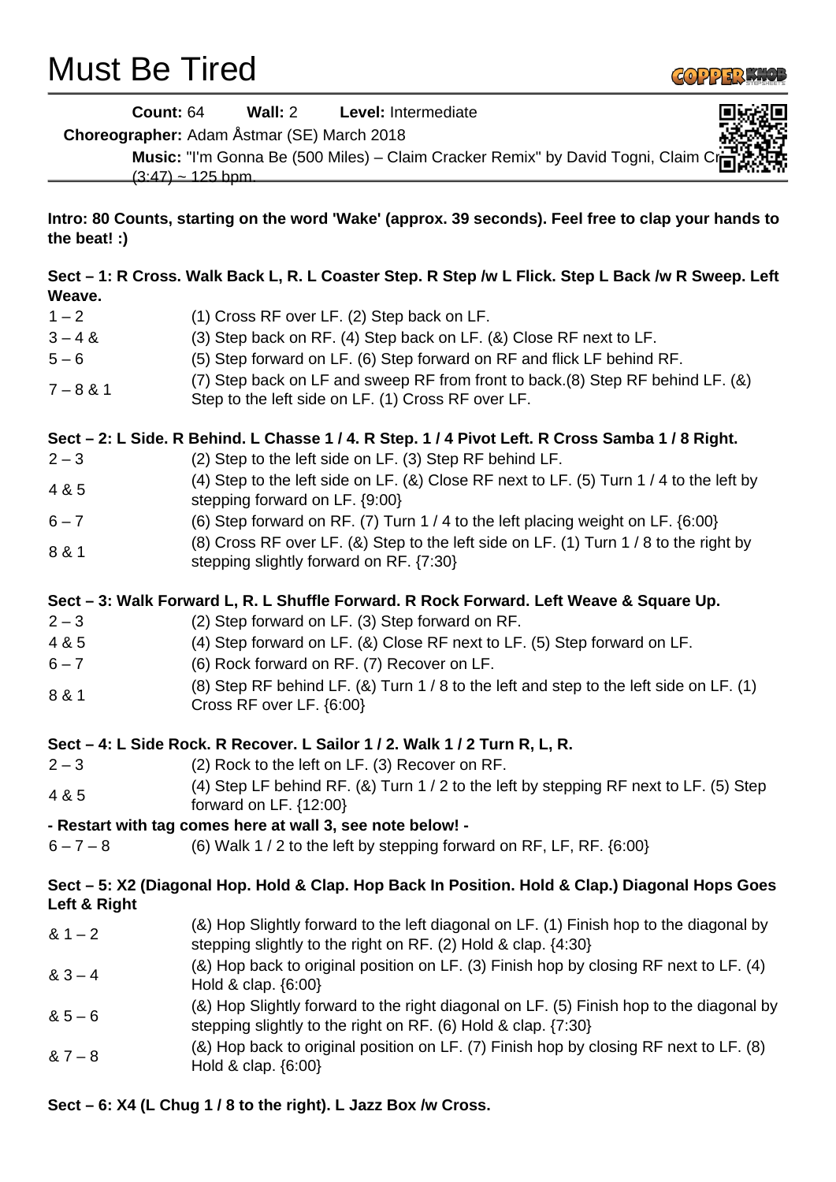# Must Be Tired

**Count:** 64 **Wall:** 2 **Level:** Intermediate

**Choreographer:** Adam Åstmar (SE) March 2018

**Music:** "I'm Gonna Be (500 Miles) – Claim Cracker Remix" by David Togni, Claim Cr (3:47) ~ 125 bpm.

**Intro: 80 Counts, starting on the word 'Wake' (approx. 39 seconds). Feel free to clap your hands to the beat! :)**

**Sect – 1: R Cross. Walk Back L, R. L Coaster Step. R Step /w L Flick. Step L Back /w R Sweep. Left Weave.**

| | |
|---|---|
| 1 – 2 | (1) Cross RF over LF. (2) Step back on LF. |
| 3 – 4 & | (3) Step back on RF. (4) Step back on LF. (&) Close RF next to LF. |
| 5 – 6 | (5) Step forward on LF. (6) Step forward on RF and flick LF behind RF. |
| 7 – 8 & 1 | (7) Step back on LF and sweep RF from front to back.(8) Step RF behind LF. (&) Step to the left side on LF. (1) Cross RF over LF. |

**Sect – 2: L Side. R Behind. L Chasse 1 / 4. R Step. 1 / 4 Pivot Left. R Cross Samba 1 / 8 Right.**

| | |
|---|---|
| 2 – 3 | (2) Step to the left side on LF. (3) Step RF behind LF. |
| 4 & 5 | (4) Step to the left side on LF. (&) Close RF next to LF. (5) Turn 1 / 4 to the left by stepping forward on LF. {9:00} |
| 6 – 7 | (6) Step forward on RF. (7) Turn 1 / 4 to the left placing weight on LF. {6:00} |
| 8 & 1 | (8) Cross RF over LF. (&) Step to the left side on LF. (1) Turn 1 / 8 to the right by stepping slightly forward on RF. {7:30} |

**Sect – 3: Walk Forward L, R. L Shuffle Forward. R Rock Forward. Left Weave & Square Up.**

| | |
|---|---|
| 2 – 3 | (2) Step forward on LF. (3) Step forward on RF. |
| 4 & 5 | (4) Step forward on LF. (&) Close RF next to LF. (5) Step forward on LF. |
| 6 – 7 | (6) Rock forward on RF. (7) Recover on LF. |
| 8 & 1 | (8) Step RF behind LF. (&) Turn 1 / 8 to the left and step to the left side on LF. (1) Cross RF over LF. {6:00} |

**Sect – 4: L Side Rock. R Recover. L Sailor 1 / 2. Walk 1 / 2 Turn R, L, R.**

| | |
|---|---|
| 2 – 3 | (2) Rock to the left on LF. (3) Recover on RF. |
| 4 & 5 | (4) Step LF behind RF. (&) Turn 1 / 2 to the left by stepping RF next to LF. (5) Step forward on LF. {12:00} |

**- Restart with tag comes here at wall 3, see note below! -**

| | |
|---|---|
| 6 – 7 – 8 | (6) Walk 1 / 2 to the left by stepping forward on RF, LF, RF. {6:00} |

**Sect – 5: X2 (Diagonal Hop. Hold & Clap. Hop Back In Position. Hold & Clap.) Diagonal Hops Goes Left & Right**

| | |
|---|---|
| & 1 – 2 | (&) Hop Slightly forward to the left diagonal on LF. (1) Finish hop to the diagonal by stepping slightly to the right on RF. (2) Hold & clap. {4:30} |
| & 3 – 4 | (&) Hop back to original position on LF. (3) Finish hop by closing RF next to LF. (4) Hold & clap. {6:00} |
| & 5 – 6 | (&) Hop Slightly forward to the right diagonal on LF. (5) Finish hop to the diagonal by stepping slightly to the right on RF. (6) Hold & clap. {7:30} |
| & 7 – 8 | (&) Hop back to original position on LF. (7) Finish hop by closing RF next to LF. (8) Hold & clap. {6:00} |

**Sect – 6: X4 (L Chug 1 / 8 to the right). L Jazz Box /w Cross.**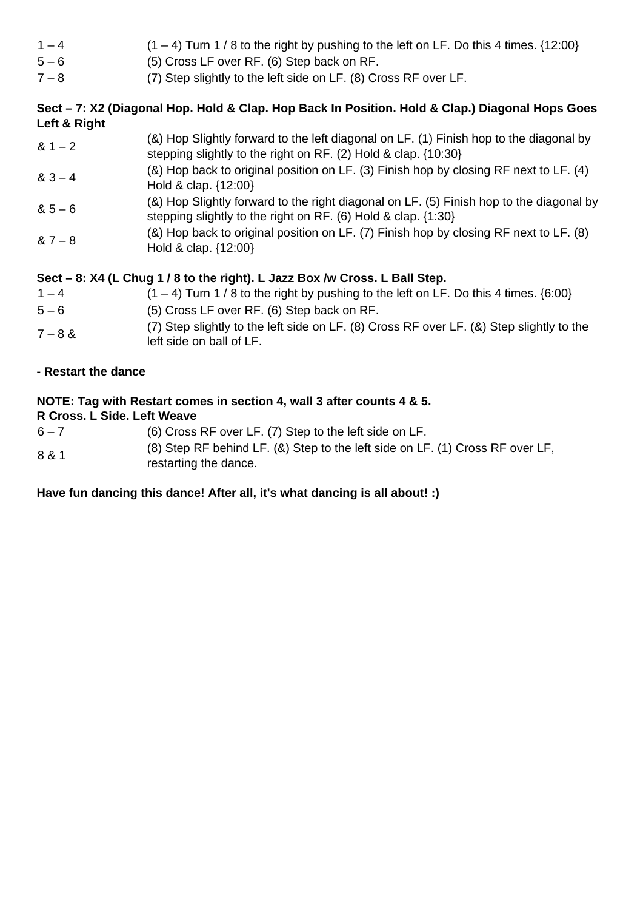| | |
|---|---|
| 1 – 4 | (1 – 4) Turn 1 / 8 to the right by pushing to the left on LF. Do this 4 times. {12:00} |
| 5 – 6 | (5) Cross LF over RF. (6) Step back on RF. |
| 7 – 8 | (7) Step slightly to the left side on LF. (8) Cross RF over LF. |

**Sect – 7: X2 (Diagonal Hop. Hold & Clap. Hop Back In Position. Hold & Clap.) Diagonal Hops Goes Left & Right**

| | |
|---|---|
| & 1 – 2 | (&) Hop Slightly forward to the left diagonal on LF. (1) Finish hop to the diagonal by stepping slightly to the right on RF. (2) Hold & clap. {10:30} |
| & 3 – 4 | (&) Hop back to original position on LF. (3) Finish hop by closing RF next to LF. (4) Hold & clap. {12:00} |
| & 5 – 6 | (&) Hop Slightly forward to the right diagonal on LF. (5) Finish hop to the diagonal by stepping slightly to the right on RF. (6) Hold & clap. {1:30} |
| & 7 – 8 | (&) Hop back to original position on LF. (7) Finish hop by closing RF next to LF. (8) Hold & clap. {12:00} |

**Sect – 8: X4 (L Chug 1 / 8 to the right). L Jazz Box /w Cross. L Ball Step.**

| | |
|---|---|
| 1 – 4 | (1 – 4) Turn 1 / 8 to the right by pushing to the left on LF. Do this 4 times. {6:00} |
| 5 – 6 | (5) Cross LF over RF. (6) Step back on RF. |
| 7 – 8 & | (7) Step slightly to the left side on LF. (8) Cross RF over LF. (&) Step slightly to the left side on ball of LF. |

**- Restart the dance**

**NOTE: Tag with Restart comes in section 4, wall 3 after counts 4 & 5.**
**R Cross. L Side. Left Weave**

| | |
|---|---|
| 6 – 7 | (6) Cross RF over LF. (7) Step to the left side on LF. |
| 8 & 1 | (8) Step RF behind LF. (&) Step to the left side on LF. (1) Cross RF over LF, restarting the dance. |

**Have fun dancing this dance! After all, it's what dancing is all about! :)**